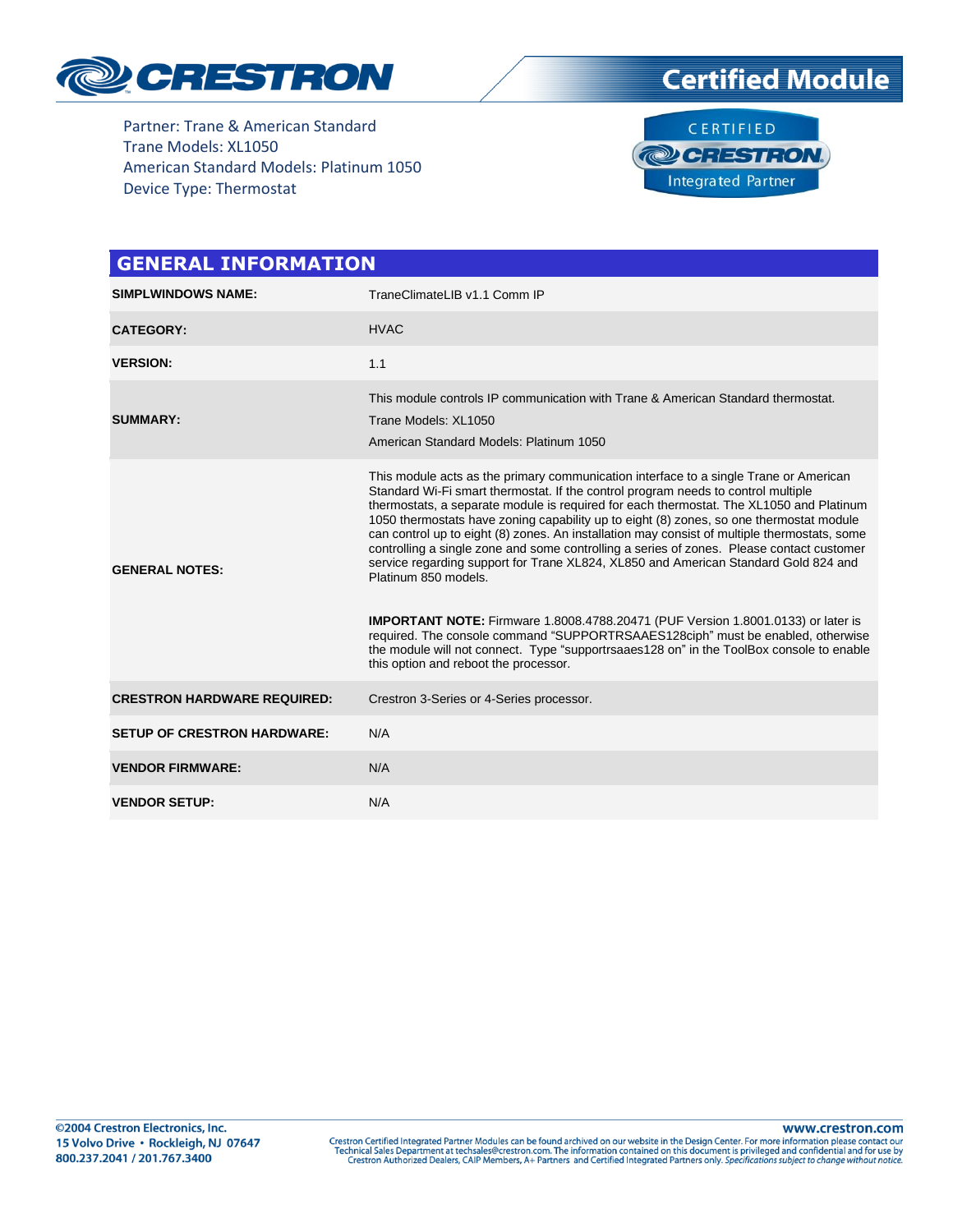Partner: Trane & American Standard
Trane Models: XL1050
American Standard Models: Platinum 1050
Device Type: Thermostat

## GENERAL INFORMATION

| | |
|---|---|
| **SIMPLWINDOWS NAME:** | TraneClimateLIB v1.1 Comm IP |
| **CATEGORY:** | HVAC |
| **VERSION:** | 1.1 |
| **SUMMARY:** | This module controls IP communication with Trane & American Standard thermostat.<br>Trane Models: XL1050<br>American Standard Models: Platinum 1050 |
| **GENERAL NOTES:** | This module acts as the primary communication interface to a single Trane or American Standard Wi-Fi smart thermostat. If the control program needs to control multiple thermostats, a separate module is required for each thermostat. The XL1050 and Platinum 1050 thermostats have zoning capability up to eight (8) zones, so one thermostat module can control up to eight (8) zones. An installation may consist of multiple thermostats, some controlling a single zone and some controlling a series of zones. Please contact customer service regarding support for Trane XL824, XL850 and American Standard Gold 824 and Platinum 850 models.<br><br>**IMPORTANT NOTE:** Firmware 1.8008.4788.20471 (PUF Version 1.8001.0133) or later is required. The console command "SUPPORTRSAAES128ciph" must be enabled, otherwise the module will not connect. Type "supportrsaaes128 on" in the ToolBox console to enable this option and reboot the processor. |
| **CRESTRON HARDWARE REQUIRED:** | Crestron 3-Series or 4-Series processor. |
| **SETUP OF CRESTRON HARDWARE:** | N/A |
| **VENDOR FIRMWARE:** | N/A |
| **VENDOR SETUP:** | N/A |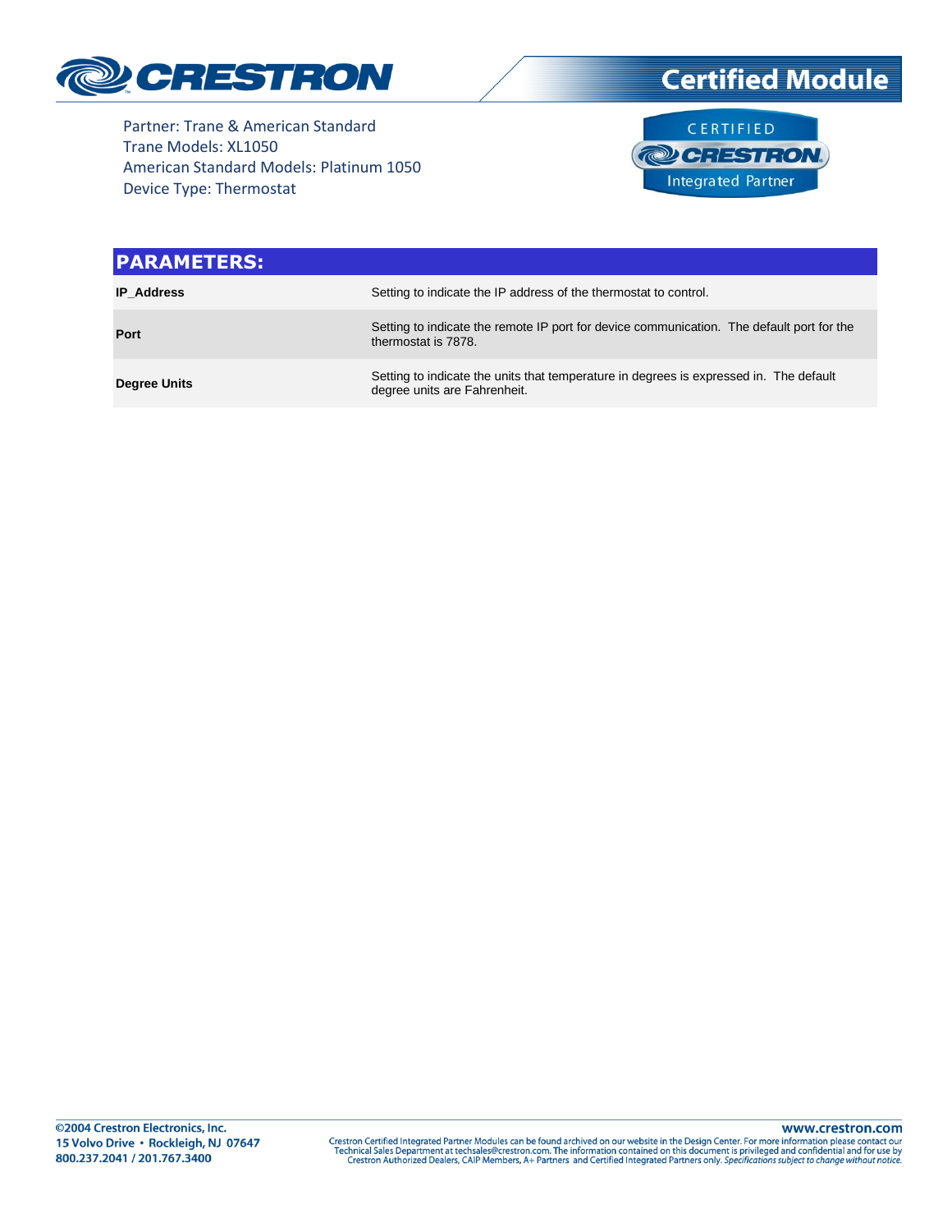Partner: Trane & American Standard
Trane Models: XL1050
American Standard Models: Platinum 1050
Device Type: Thermostat

## PARAMETERS:

| Parameter | Description |
|---|---|
| **IP_Address** | Setting to indicate the IP address of the thermostat to control. |
| **Port** | Setting to indicate the remote IP port for device communication. The default port for the thermostat is 7878. |
| **Degree Units** | Setting to indicate the units that temperature in degrees is expressed in. The default degree units are Fahrenheit. |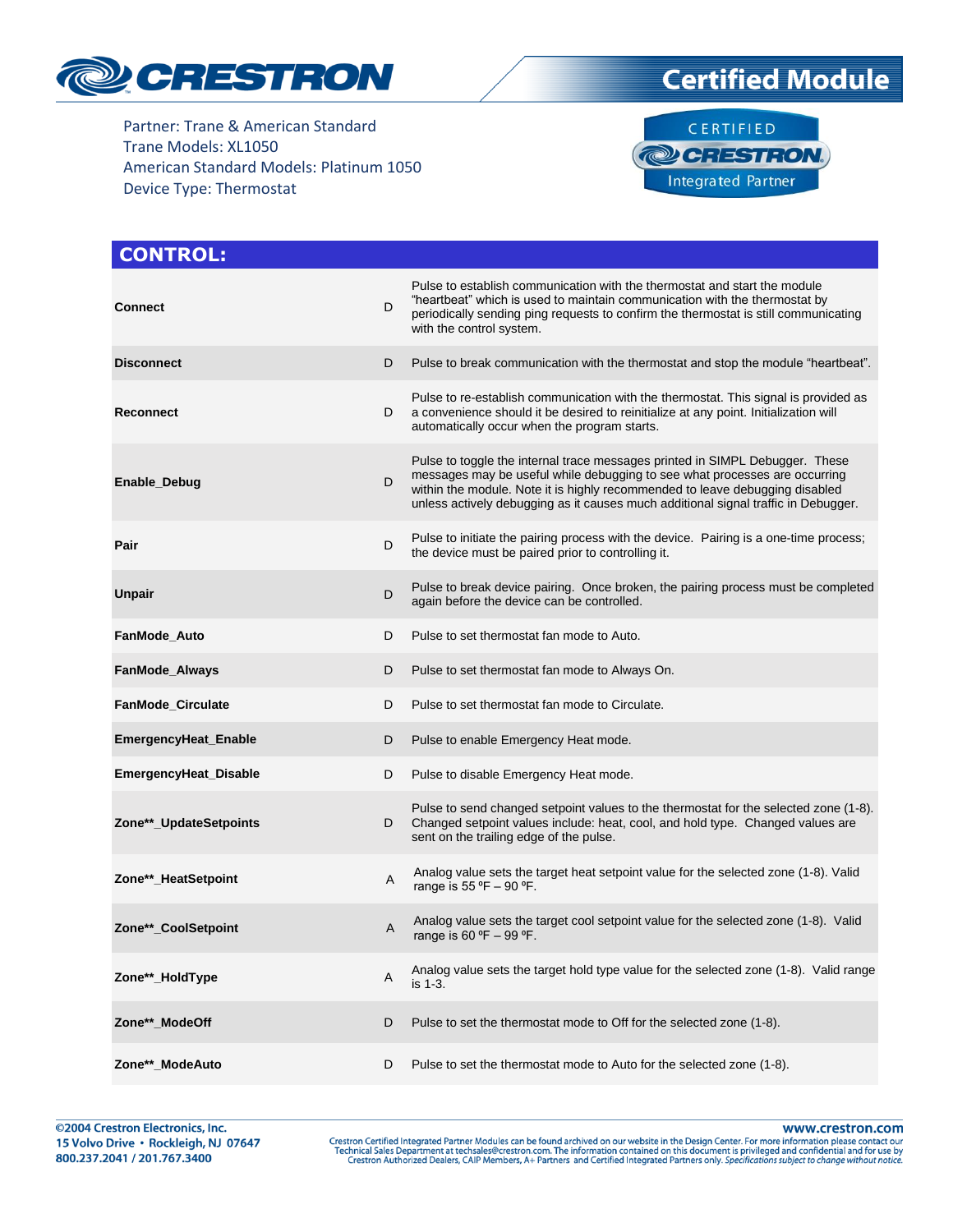Partner: Trane & American Standard
Trane Models: XL1050
American Standard Models: Platinum 1050
Device Type: Thermostat

## CONTROL:

| | | |
|---|---|---|
| **Connect** | D | Pulse to establish communication with the thermostat and start the module "heartbeat" which is used to maintain communication with the thermostat by periodically sending ping requests to confirm the thermostat is still communicating with the control system. |
| **Disconnect** | D | Pulse to break communication with the thermostat and stop the module "heartbeat". |
| **Reconnect** | D | Pulse to re-establish communication with the thermostat. This signal is provided as a convenience should it be desired to reinitialize at any point. Initialization will automatically occur when the program starts. |
| **Enable_Debug** | D | Pulse to toggle the internal trace messages printed in SIMPL Debugger. These messages may be useful while debugging to see what processes are occurring within the module. Note it is highly recommended to leave debugging disabled unless actively debugging as it causes much additional signal traffic in Debugger. |
| **Pair** | D | Pulse to initiate the pairing process with the device. Pairing is a one-time process; the device must be paired prior to controlling it. |
| **Unpair** | D | Pulse to break device pairing. Once broken, the pairing process must be completed again before the device can be controlled. |
| **FanMode_Auto** | D | Pulse to set thermostat fan mode to Auto. |
| **FanMode_Always** | D | Pulse to set thermostat fan mode to Always On. |
| **FanMode_Circulate** | D | Pulse to set thermostat fan mode to Circulate. |
| **EmergencyHeat_Enable** | D | Pulse to enable Emergency Heat mode. |
| **EmergencyHeat_Disable** | D | Pulse to disable Emergency Heat mode. |
| **Zone**_UpdateSetpoints** | D | Pulse to send changed setpoint values to the thermostat for the selected zone (1-8). Changed setpoint values include: heat, cool, and hold type. Changed values are sent on the trailing edge of the pulse. |
| **Zone**_HeatSetpoint** | A | Analog value sets the target heat setpoint value for the selected zone (1-8). Valid range is 55 ºF – 90 ºF. |
| **Zone**_CoolSetpoint** | A | Analog value sets the target cool setpoint value for the selected zone (1-8). Valid range is 60 ºF – 99 ºF. |
| **Zone**_HoldType** | A | Analog value sets the target hold type value for the selected zone (1-8). Valid range is 1-3. |
| **Zone**_ModeOff** | D | Pulse to set the thermostat mode to Off for the selected zone (1-8). |
| **Zone**_ModeAuto** | D | Pulse to set the thermostat mode to Auto for the selected zone (1-8). |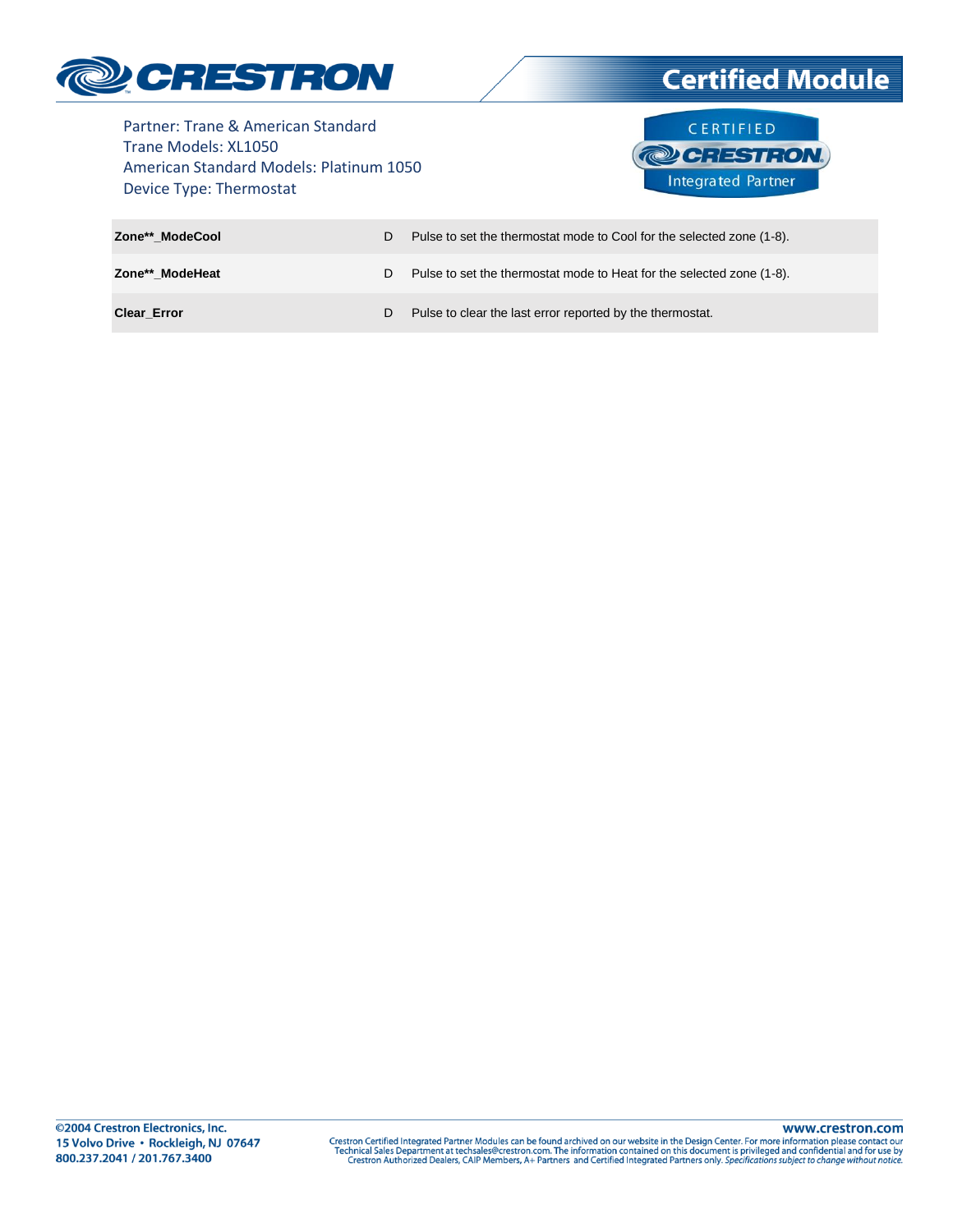Partner: Trane & American Standard
Trane Models: XL1050
American Standard Models: Platinum 1050
Device Type: Thermostat

| | | |
|---|---|---|
| **Zone**_ModeCool** | D | Pulse to set the thermostat mode to Cool for the selected zone (1-8). |
| **Zone**_ModeHeat** | D | Pulse to set the thermostat mode to Heat for the selected zone (1-8). |
| **Clear_Error** | D | Pulse to clear the last error reported by the thermostat. |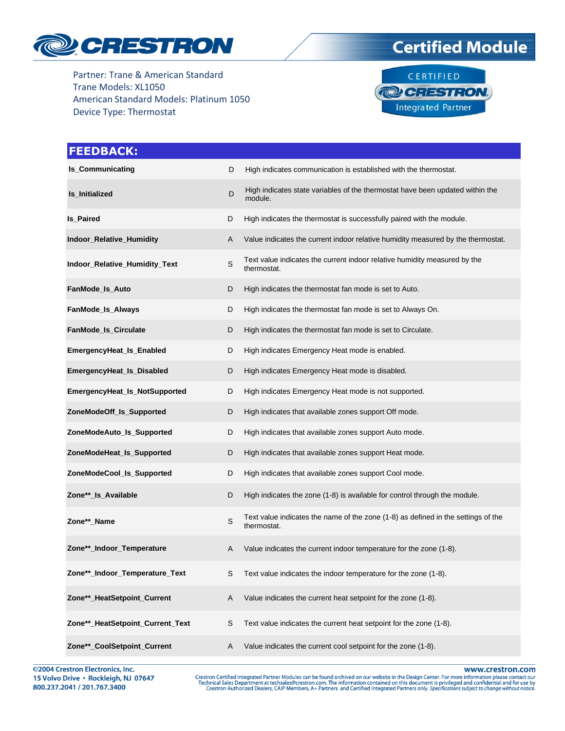Partner: Trane & American Standard
Trane Models: XL1050
American Standard Models: Platinum 1050
Device Type: Thermostat

## FEEDBACK:

| | | |
|---|---|---|
| **Is_Communicating** | D | High indicates communication is established with the thermostat. |
| **Is_Initialized** | D | High indicates state variables of the thermostat have been updated within the module. |
| **Is_Paired** | D | High indicates the thermostat is successfully paired with the module. |
| **Indoor_Relative_Humidity** | A | Value indicates the current indoor relative humidity measured by the thermostat. |
| **Indoor_Relative_Humidity_Text** | S | Text value indicates the current indoor relative humidity measured by the thermostat. |
| **FanMode_Is_Auto** | D | High indicates the thermostat fan mode is set to Auto. |
| **FanMode_Is_Always** | D | High indicates the thermostat fan mode is set to Always On. |
| **FanMode_Is_Circulate** | D | High indicates the thermostat fan mode is set to Circulate. |
| **EmergencyHeat_Is_Enabled** | D | High indicates Emergency Heat mode is enabled. |
| **EmergencyHeat_Is_Disabled** | D | High indicates Emergency Heat mode is disabled. |
| **EmergencyHeat_Is_NotSupported** | D | High indicates Emergency Heat mode is not supported. |
| **ZoneModeOff_Is_Supported** | D | High indicates that available zones support Off mode. |
| **ZoneModeAuto_Is_Supported** | D | High indicates that available zones support Auto mode. |
| **ZoneModeHeat_Is_Supported** | D | High indicates that available zones support Heat mode. |
| **ZoneModeCool_Is_Supported** | D | High indicates that available zones support Cool mode. |
| **Zone**_Is_Available** | D | High indicates the zone (1-8) is available for control through the module. |
| **Zone**_Name** | S | Text value indicates the name of the zone (1-8) as defined in the settings of the thermostat. |
| **Zone**_Indoor_Temperature** | A | Value indicates the current indoor temperature for the zone (1-8). |
| **Zone**_Indoor_Temperature_Text** | S | Text value indicates the indoor temperature for the zone (1-8). |
| **Zone**_HeatSetpoint_Current** | A | Value indicates the current heat setpoint for the zone (1-8). |
| **Zone**_HeatSetpoint_Current_Text** | S | Text value indicates the current heat setpoint for the zone (1-8). |
| **Zone**_CoolSetpoint_Current** | A | Value indicates the current cool setpoint for the zone (1-8). |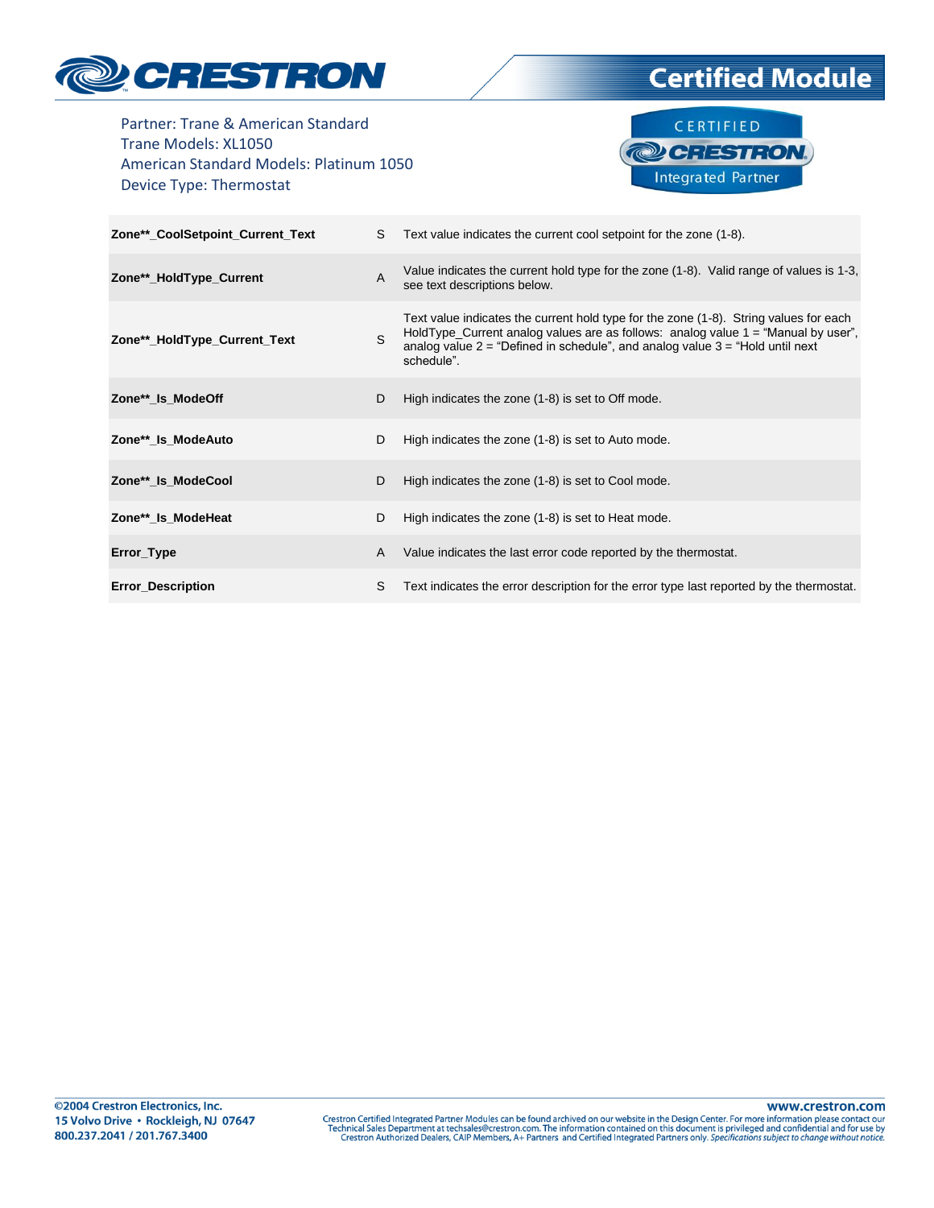Partner: Trane & American Standard
Trane Models: XL1050
American Standard Models: Platinum 1050
Device Type: Thermostat

| | | |
|---|---|---|
| **Zone**_CoolSetpoint_Current_Text** | S | Text value indicates the current cool setpoint for the zone (1-8). |
| **Zone**_HoldType_Current** | A | Value indicates the current hold type for the zone (1-8). Valid range of values is 1-3, see text descriptions below. |
| **Zone**_HoldType_Current_Text** | S | Text value indicates the current hold type for the zone (1-8). String values for each HoldType_Current analog values are as follows: analog value 1 = "Manual by user", analog value 2 = "Defined in schedule", and analog value 3 = "Hold until next schedule". |
| **Zone**_Is_ModeOff** | D | High indicates the zone (1-8) is set to Off mode. |
| **Zone**_Is_ModeAuto** | D | High indicates the zone (1-8) is set to Auto mode. |
| **Zone**_Is_ModeCool** | D | High indicates the zone (1-8) is set to Cool mode. |
| **Zone**_Is_ModeHeat** | D | High indicates the zone (1-8) is set to Heat mode. |
| **Error_Type** | A | Value indicates the last error code reported by the thermostat. |
| **Error_Description** | S | Text indicates the error description for the error type last reported by the thermostat. |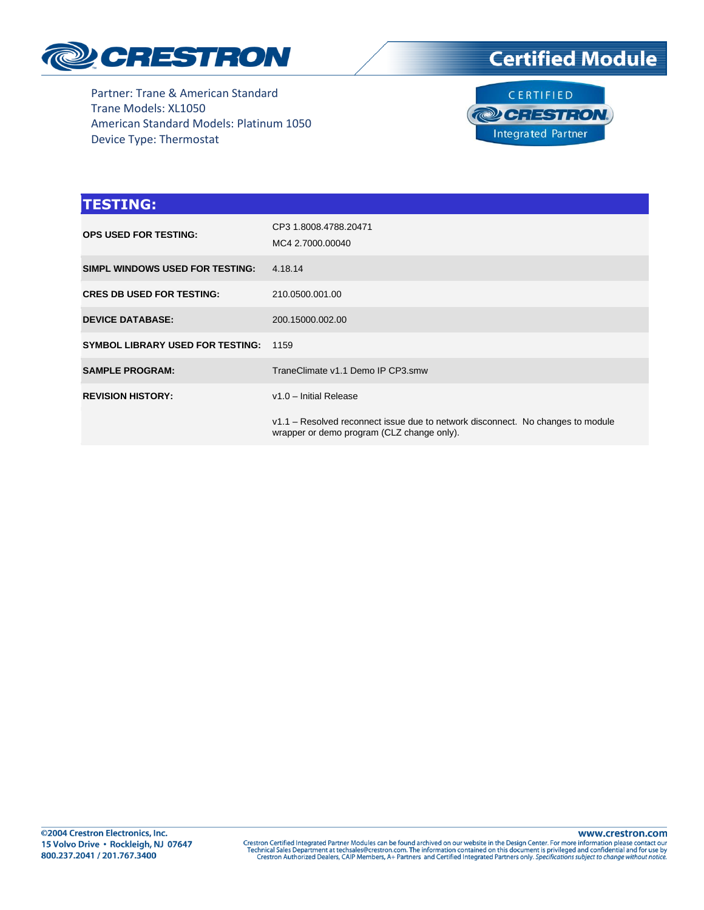Partner: Trane & American Standard
Trane Models: XL1050
American Standard Models: Platinum 1050
Device Type: Thermostat

## TESTING:

| | |
|---|---|
| **OPS USED FOR TESTING:** | CP3 1.8008.4788.20471<br>MC4 2.7000.00040 |
| **SIMPL WINDOWS USED FOR TESTING:** | 4.18.14 |
| **CRES DB USED FOR TESTING:** | 210.0500.001.00 |
| **DEVICE DATABASE:** | 200.15000.002.00 |
| **SYMBOL LIBRARY USED FOR TESTING:** | 1159 |
| **SAMPLE PROGRAM:** | TraneClimate v1.1 Demo IP CP3.smw |
| **REVISION HISTORY:** | v1.0 – Initial Release<br><br>v1.1 – Resolved reconnect issue due to network disconnect. No changes to module wrapper or demo program (CLZ change only). |